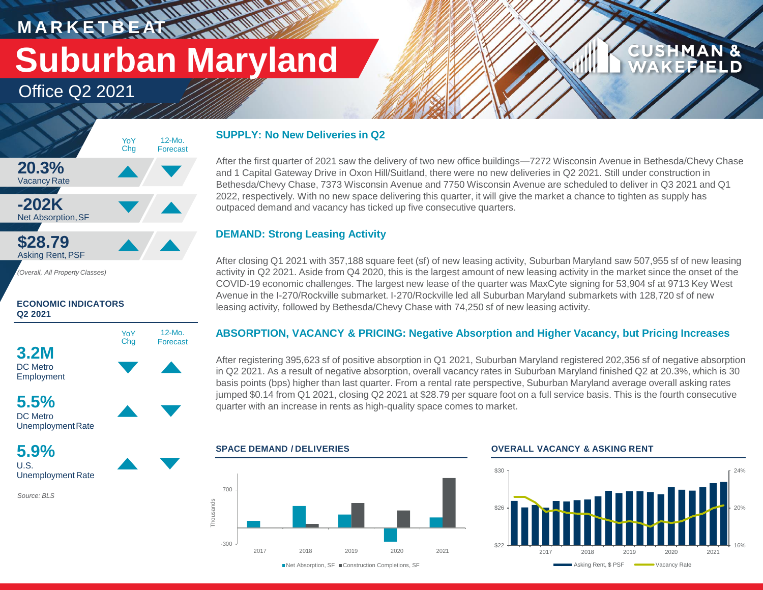# MARKETBEAT

# Suburban Maryland

## Office Q2 2021

CUSHMAN & WAKEFIELD

| | YoY Chg | 12-Mo. Forecast |
|---|---|---|
| **20.3%** Vacancy Rate | ▲ | ▼ |
| **-202K** Net Absorption, SF | ▼ | ▲ |
| **$28.79** Asking Rent, PSF | ▲ | ▲ |

*(Overall, All Property Classes)*

### ECONOMIC INDICATORS Q2 2021

| | YoY Chg | 12-Mo. Forecast |
|---|---|---|
| **3.2M** DC Metro Employment | ▼ | ▲ |
| **5.5%** DC Metro Unemployment Rate | ▲ | ▼ |
| **5.9%** U.S. Unemployment Rate | ▲ | ▼ |

*Source: BLS*

### SUPPLY: No New Deliveries in Q2

After the first quarter of 2021 saw the delivery of two new office buildings—7272 Wisconsin Avenue in Bethesda/Chevy Chase and 1 Capital Gateway Drive in Oxon Hill/Suitland, there were no new deliveries in Q2 2021. Still under construction in Bethesda/Chevy Chase, 7373 Wisconsin Avenue and 7750 Wisconsin Avenue are scheduled to deliver in Q3 2021 and Q1 2022, respectively. With no new space delivering this quarter, it will give the market a chance to tighten as supply has outpaced demand and vacancy has ticked up five consecutive quarters.

### DEMAND: Strong Leasing Activity

After closing Q1 2021 with 357,188 square feet (sf) of new leasing activity, Suburban Maryland saw 507,955 sf of new leasing activity in Q2 2021. Aside from Q4 2020, this is the largest amount of new leasing activity in the market since the onset of the COVID-19 economic challenges. The largest new lease of the quarter was MaxCyte signing for 53,904 sf at 9713 Key West Avenue in the I-270/Rockville submarket. I-270/Rockville led all Suburban Maryland submarkets with 128,720 sf of new leasing activity, followed by Bethesda/Chevy Chase with 74,250 sf of new leasing activity.

### ABSORPTION, VACANCY & PRICING: Negative Absorption and Higher Vacancy, but Pricing Increases

After registering 395,623 sf of positive absorption in Q1 2021, Suburban Maryland registered 202,356 sf of negative absorption in Q2 2021. As a result of negative absorption, overall vacancy rates in Suburban Maryland finished Q2 at 20.3%, which is 30 basis points (bps) higher than last quarter. From a rental rate perspective, Suburban Maryland average overall asking rates jumped $0.14 from Q1 2021, closing Q2 2021 at $28.79 per square foot on a full service basis. This is the fourth consecutive quarter with an increase in rents as high-quality space comes to market.

#### SPACE DEMAND / DELIVERIES

Net Absorption, SF ■ Construction Completions, SF

#### OVERALL VACANCY & ASKING RENT

Asking Rent, $ PSF — Vacancy Rate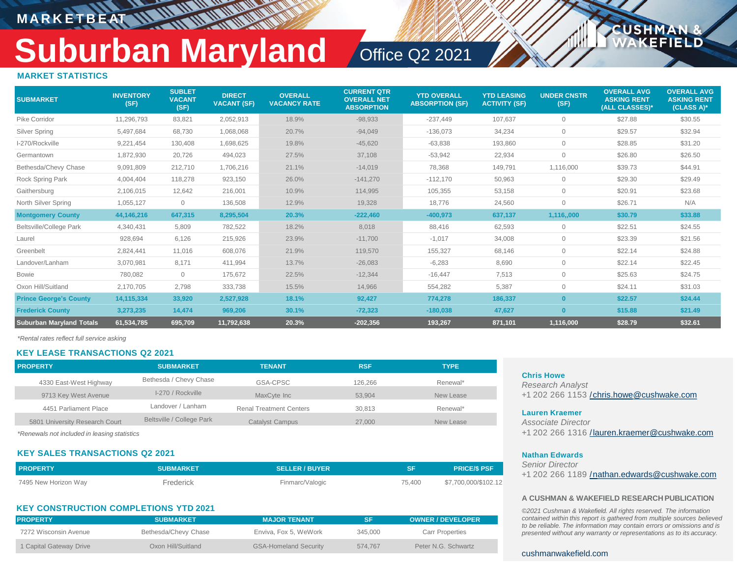MARKETBEAT

# Suburban Maryland

Office Q2 2021

## MARKET STATISTICS

| SUBMARKET | INVENTORY (SF) | SUBLET VACANT (SF) | DIRECT VACANT (SF) | OVERALL VACANCY RATE | CURRENT QTR OVERALL NET ABSORPTION | YTD OVERALL ABSORPTION (SF) | YTD LEASING ACTIVITY (SF) | UNDER CNSTR (SF) | OVERALL AVG ASKING RENT (ALL CLASSES)* | OVERALL AVG ASKING RENT (CLASS A)* |
|---|---|---|---|---|---|---|---|---|---|---|
| Pike Corridor | 11,296,793 | 83,821 | 2,052,913 | 18.9% | -98,933 | -237,449 | 107,637 | 0 | $27.88 | $30.55 |
| Silver Spring | 5,497,684 | 68,730 | 1,068,068 | 20.7% | -94,049 | -136,073 | 34,234 | 0 | $29.57 | $32.94 |
| I-270/Rockville | 9,221,454 | 130,408 | 1,698,625 | 19.8% | -45,620 | -63,838 | 193,860 | 0 | $28.85 | $31.20 |
| Germantown | 1,872,930 | 20,726 | 494,023 | 27.5% | 37,108 | -53,942 | 22,934 | 0 | $26.80 | $26.50 |
| Bethesda/Chevy Chase | 9,091,809 | 212,710 | 1,706,216 | 21.1% | -14,019 | 78,368 | 149,791 | 1,116,000 | $39.73 | $44.91 |
| Rock Spring Park | 4,004,404 | 118,278 | 923,150 | 26.0% | -141,270 | -112,170 | 50,963 | 0 | $29.30 | $29.49 |
| Gaithersburg | 2,106,015 | 12,642 | 216,001 | 10.9% | 114,995 | 105,355 | 53,158 | 0 | $20.91 | $23.68 |
| North Silver Spring | 1,055,127 | 0 | 136,508 | 12.9% | 19,328 | 18,776 | 24,560 | 0 | $26.71 | N/A |
| **Montgomery County** | **44,146,216** | **647,315** | **8,295,504** | **20.3%** | **-222,460** | **-400,973** | **637,137** | **1,116,,000** | **$30.79** | **$33.88** |
| Beltsville/College Park | 4,340,431 | 5,809 | 782,522 | 18.2% | 8,018 | 88,416 | 62,593 | 0 | $22.51 | $24.55 |
| Laurel | 928,694 | 6,126 | 215,926 | 23.9% | -11,700 | -1,017 | 34,008 | 0 | $23.39 | $21.56 |
| Greenbelt | 2,824,441 | 11,016 | 608,076 | 21.9% | 119,570 | 155,327 | 68,146 | 0 | $22.14 | $24.88 |
| Landover/Lanham | 3,070,981 | 8,171 | 411,994 | 13.7% | -26,083 | -6,283 | 8,690 | 0 | $22.14 | $22.45 |
| Bowie | 780,082 | 0 | 175,672 | 22.5% | -12,344 | -16,447 | 7,513 | 0 | $25.63 | $24.75 |
| Oxon Hill/Suitland | 2,170,705 | 2,798 | 333,738 | 15.5% | 14,966 | 554,282 | 5,387 | 0 | $24.11 | $31.03 |
| **Prince George's County** | **14,115,334** | **33,920** | **2,527,928** | **18.1%** | **92,427** | **774,278** | **186,337** | **0** | **$22.57** | **$24.44** |
| **Frederick County** | **3,273,235** | **14,474** | **969,206** | **30.1%** | **-72,323** | **-180,038** | **47,627** | **0** | **$15.88** | **$21.49** |
| **Suburban Maryland Totals** | **61,534,785** | **695,709** | **11,792,638** | **20.3%** | **-202,356** | **193,267** | **871,101** | **1,116,000** | **$28.79** | **$32.61** |

*Rental rates reflect full service asking

## KEY LEASE TRANSACTIONS Q2 2021

| PROPERTY | SUBMARKET | TENANT | RSF | TYPE |
|---|---|---|---|---|
| 4330 East-West Highway | Bethesda / Chevy Chase | GSA-CPSC | 126,266 | Renewal* |
| 9713 Key West Avenue | I-270 / Rockville | MaxCyte Inc | 53,904 | New Lease |
| 4451 Parliament Place | Landover / Lanham | Renal Treatment Centers | 30,813 | Renewal* |
| 5801 University Research Court | Beltsville / College Park | Catalyst Campus | 27,000 | New Lease |

*Renewals not included in leasing statistics

## KEY SALES TRANSACTIONS Q2 2021

| PROPERTY | SUBMARKET | SELLER / BUYER | SF | PRICE/$ PSF |
|---|---|---|---|---|
| 7495 New Horizon Way | Frederick | Finmarc/Valogic | 75,400 | $7,700,000/$102.12 |

## KEY CONSTRUCTION COMPLETIONS YTD 2021

| PROPERTY | SUBMARKET | MAJOR TENANT | SF | OWNER / DEVELOPER |
|---|---|---|---|---|
| 7272 Wisconsin Avenue | Bethesda/Chevy Chase | Enviva, Fox 5, WeWork | 345,000 | Carr Properties |
| 1 Capital Gateway Drive | Oxon Hill/Suitland | GSA-Homeland Security | 574,767 | Peter N.G. Schwartz |

**Chris Howe**
*Research Analyst*
+1 202 266 1153 /chris.howe@cushwake.com

**Lauren Kraemer**
*Associate Director*
+1 202 266 1316 /lauren.kraemer@cushwake.com

**Nathan Edwards**
*Senior Director*
+1 202 266 1189 /nathan.edwards@cushwake.com

**A CUSHMAN & WAKEFIELD RESEARCH PUBLICATION**

*©2021 Cushman & Wakefield. All rights reserved. The information contained within this report is gathered from multiple sources believed to be reliable. The information may contain errors or omissions and is presented without any warranty or representations as to its accuracy.*

cushmanwakefield.com